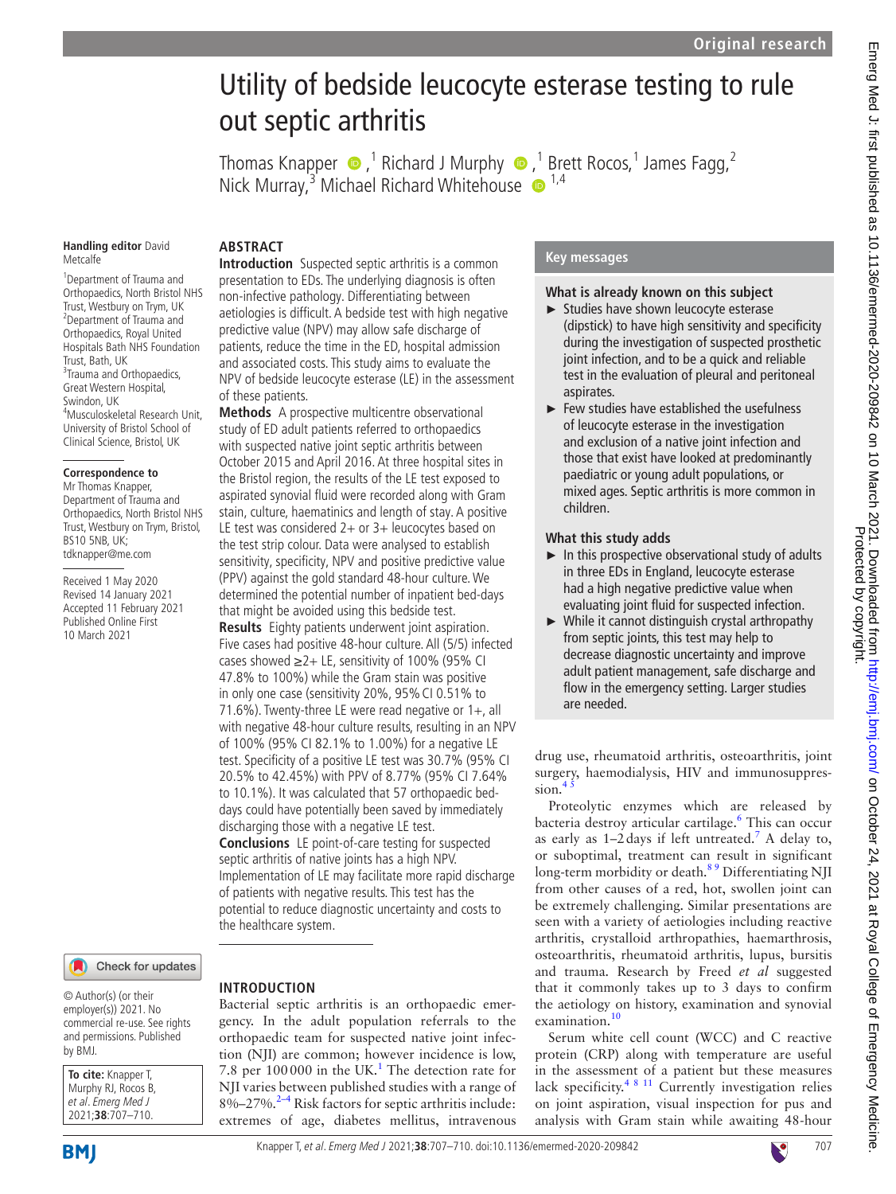Original research

# Utility of bedside leucocyte esterase testing to rule out septic arthritis

Thomas Knapper,[1] Richard J Murphy,[1] Brett Rocos,[1] James Fagg,[2] Nick Murray,[3] Michael Richard Whitehouse[1,4]

**Handling editor** David Metcalfe

[1]Department of Trauma and Orthopaedics, North Bristol NHS Trust, Westbury on Trym, UK
[2]Department of Trauma and Orthopaedics, Royal United Hospitals Bath NHS Foundation Trust, Bath, UK
[3]Trauma and Orthopaedics, Great Western Hospital, Swindon, UK
[4]Musculoskeletal Research Unit, University of Bristol School of Clinical Science, Bristol, UK

**Correspondence to**
Mr Thomas Knapper, Department of Trauma and Orthopaedics, North Bristol NHS Trust, Westbury on Trym, Bristol, BS10 5NB, UK; tdknapper@me.com

Received 1 May 2020
Revised 14 January 2021
Accepted 11 February 2021
Published Online First 10 March 2021

© Author(s) (or their employer(s)) 2021. No commercial re-use. See rights and permissions. Published by BMJ.

**To cite:** Knapper T, Murphy RJ, Rocos B, *et al. Emerg Med J* 2021;**38**:707–710.

## ABSTRACT

**Introduction** Suspected septic arthritis is a common presentation to EDs. The underlying diagnosis is often non-infective pathology. Differentiating between aetiologies is difficult. A bedside test with high negative predictive value (NPV) may allow safe discharge of patients, reduce the time in the ED, hospital admission and associated costs. This study aims to evaluate the NPV of bedside leucocyte esterase (LE) in the assessment of these patients.

**Methods** A prospective multicentre observational study of ED adult patients referred to orthopaedics with suspected native joint septic arthritis between October 2015 and April 2016. At three hospital sites in the Bristol region, the results of the LE test exposed to aspirated synovial fluid were recorded along with Gram stain, culture, haematinics and length of stay. A positive LE test was considered 2+ or 3+ leucocytes based on the test strip colour. Data were analysed to establish sensitivity, specificity, NPV and positive predictive value (PPV) against the gold standard 48-hour culture. We determined the potential number of inpatient bed-days that might be avoided using this bedside test.

**Results** Eighty patients underwent joint aspiration. Five cases had positive 48-hour culture. All (5/5) infected cases showed ≥2+ LE, sensitivity of 100% (95% CI 47.8% to 100%) while the Gram stain was positive in only one case (sensitivity 20%, 95% CI 0.51% to 71.6%). Twenty-three LE were read negative or 1+, all with negative 48-hour culture results, resulting in an NPV of 100% (95% CI 82.1% to 1.00%) for a negative LE test. Specificity of a positive LE test was 30.7% (95% CI 20.5% to 42.45%) with PPV of 8.77% (95% CI 7.64% to 10.1%). It was calculated that 57 orthopaedic bed-days could have potentially been saved by immediately discharging those with a negative LE test.

**Conclusions** LE point-of-care testing for suspected septic arthritis of native joints has a high NPV. Implementation of LE may facilitate more rapid discharge of patients with negative results. This test has the potential to reduce diagnostic uncertainty and costs to the healthcare system.

## Key messages

### What is already known on this subject

- Studies have shown leucocyte esterase (dipstick) to have high sensitivity and specificity during the investigation of suspected prosthetic joint infection, and to be a quick and reliable test in the evaluation of pleural and peritoneal aspirates.
- Few studies have established the usefulness of leucocyte esterase in the investigation and exclusion of a native joint infection and those that exist have looked at predominantly paediatric or young adult populations, or mixed ages. Septic arthritis is more common in children.

### What this study adds

- In this prospective observational study of adults in three EDs in England, leucocyte esterase had a high negative predictive value when evaluating joint fluid for suspected infection.
- While it cannot distinguish crystal arthropathy from septic joints, this test may help to decrease diagnostic uncertainty and improve adult patient management, safe discharge and flow in the emergency setting. Larger studies are needed.

## INTRODUCTION

Bacterial septic arthritis is an orthopaedic emergency. In the adult population referrals to the orthopaedic team for suspected native joint infection (NJI) are common; however incidence is low, 7.8 per 100 000 in the UK.[1] The detection rate for NJI varies between published studies with a range of 8%–27%.[2–4] Risk factors for septic arthritis include: extremes of age, diabetes mellitus, intravenous drug use, rheumatoid arthritis, osteoarthritis, joint surgery, haemodialysis, HIV and immunosuppression.[4 5]

Proteolytic enzymes which are released by bacteria destroy articular cartilage.[6] This can occur as early as 1–2 days if left untreated.[7] A delay to, or suboptimal, treatment can result in significant long-term morbidity or death.[8 9] Differentiating NJI from other causes of a red, hot, swollen joint can be extremely challenging. Similar presentations are seen with a variety of aetiologies including reactive arthritis, crystalloid arthropathies, haemarthrosis, osteoarthritis, rheumatoid arthritis, lupus, bursitis and trauma. Research by Freed *et al* suggested that it commonly takes up to 3 days to confirm the aetiology on history, examination and synovial examination.[10]

Serum white cell count (WCC) and C reactive protein (CRP) along with temperature are useful in the assessment of a patient but these measures lack specificity.[4 8 11] Currently investigation relies on joint aspiration, visual inspection for pus and analysis with Gram stain while awaiting 48-hour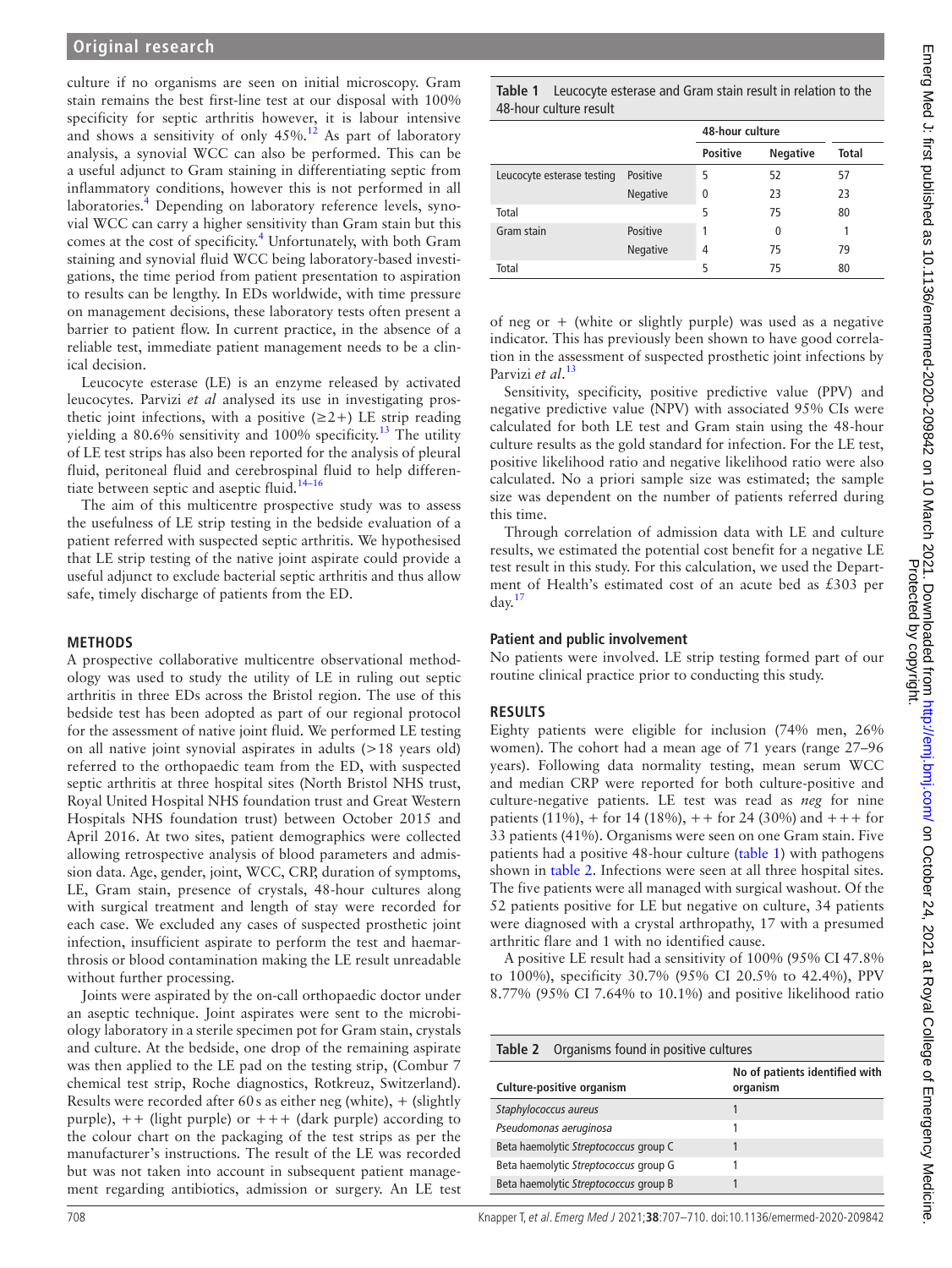culture if no organisms are seen on initial microscopy. Gram stain remains the best first-line test at our disposal with 100% specificity for septic arthritis however, it is labour intensive and shows a sensitivity of only 45%.[12] As part of laboratory analysis, a synovial WCC can also be performed. This can be a useful adjunct to Gram staining in differentiating septic from inflammatory conditions, however this is not performed in all laboratories.[4] Depending on laboratory reference levels, synovial WCC can carry a higher sensitivity than Gram stain but this comes at the cost of specificity.[4] Unfortunately, with both Gram staining and synovial fluid WCC being laboratory-based investigations, the time period from patient presentation to aspiration to results can be lengthy. In EDs worldwide, with time pressure on management decisions, these laboratory tests often present a barrier to patient flow. In current practice, in the absence of a reliable test, immediate patient management needs to be a clinical decision.

Leucocyte esterase (LE) is an enzyme released by activated leucocytes. Parvizi *et al* analysed its use in investigating prosthetic joint infections, with a positive (≥2+) LE strip reading yielding a 80.6% sensitivity and 100% specificity.[13] The utility of LE test strips has also been reported for the analysis of pleural fluid, peritoneal fluid and cerebrospinal fluid to help differentiate between septic and aseptic fluid.[14–16]

The aim of this multicentre prospective study was to assess the usefulness of LE strip testing in the bedside evaluation of a patient referred with suspected septic arthritis. We hypothesised that LE strip testing of the native joint aspirate could provide a useful adjunct to exclude bacterial septic arthritis and thus allow safe, timely discharge of patients from the ED.

## METHODS

A prospective collaborative multicentre observational methodology was used to study the utility of LE in ruling out septic arthritis in three EDs across the Bristol region. The use of this bedside test has been adopted as part of our regional protocol for the assessment of native joint fluid. We performed LE testing on all native joint synovial aspirates in adults (>18 years old) referred to the orthopaedic team from the ED, with suspected septic arthritis at three hospital sites (North Bristol NHS trust, Royal United Hospital NHS foundation trust and Great Western Hospitals NHS foundation trust) between October 2015 and April 2016. At two sites, patient demographics were collected allowing retrospective analysis of blood parameters and admission data. Age, gender, joint, WCC, CRP, duration of symptoms, LE, Gram stain, presence of crystals, 48-hour cultures along with surgical treatment and length of stay were recorded for each case. We excluded any cases of suspected prosthetic joint infection, insufficient aspirate to perform the test and haemarthrosis or blood contamination making the LE result unreadable without further processing.

Joints were aspirated by the on-call orthopaedic doctor under an aseptic technique. Joint aspirates were sent to the microbiology laboratory in a sterile specimen pot for Gram stain, crystals and culture. At the bedside, one drop of the remaining aspirate was then applied to the LE pad on the testing strip, (Combur 7 chemical test strip, Roche diagnostics, Rotkreuz, Switzerland). Results were recorded after 60 s as either neg (white), + (slightly purple), ++ (light purple) or +++ (dark purple) according to the colour chart on the packaging of the test strips as per the manufacturer's instructions. The result of the LE was recorded but was not taken into account in subsequent patient management regarding antibiotics, admission or surgery. An LE test of neg or + (white or slightly purple) was used as a negative indicator. This has previously been shown to have good correlation in the assessment of suspected prosthetic joint infections by Parvizi *et al*.[13]

**Table 1** Leucocyte esterase and Gram stain result in relation to the 48-hour culture result

| | | 48-hour culture | | |
|---|---|---|---|---|
| | | Positive | Negative | Total |
| Leucocyte esterase testing | Positive | 5 | 52 | 57 |
| | Negative | 0 | 23 | 23 |
| Total | | 5 | 75 | 80 |
| Gram stain | Positive | 1 | 0 | 1 |
| | Negative | 4 | 75 | 79 |
| Total | | 5 | 75 | 80 |

Sensitivity, specificity, positive predictive value (PPV) and negative predictive value (NPV) with associated 95% CIs were calculated for both LE test and Gram stain using the 48-hour culture results as the gold standard for infection. For the LE test, positive likelihood ratio and negative likelihood ratio were also calculated. No a priori sample size was estimated; the sample size was dependent on the number of patients referred during this time.

Through correlation of admission data with LE and culture results, we estimated the potential cost benefit for a negative LE test result in this study. For this calculation, we used the Department of Health's estimated cost of an acute bed as £303 per day.[17]

### Patient and public involvement

No patients were involved. LE strip testing formed part of our routine clinical practice prior to conducting this study.

## RESULTS

Eighty patients were eligible for inclusion (74% men, 26% women). The cohort had a mean age of 71 years (range 27–96 years). Following data normality testing, mean serum WCC and median CRP were reported for both culture-positive and culture-negative patients. LE test was read as *neg* for nine patients (11%), + for 14 (18%), ++ for 24 (30%) and +++ for 33 patients (41%). Organisms were seen on one Gram stain. Five patients had a positive 48-hour culture (table 1) with pathogens shown in table 2. Infections were seen at all three hospital sites. The five patients were all managed with surgical washout. Of the 52 patients positive for LE but negative on culture, 34 patients were diagnosed with a crystal arthropathy, 17 with a presumed arthritic flare and 1 with no identified cause.

A positive LE result had a sensitivity of 100% (95% CI 47.8% to 100%), specificity 30.7% (95% CI 20.5% to 42.4%), PPV 8.77% (95% CI 7.64% to 10.1%) and positive likelihood ratio

**Table 2** Organisms found in positive cultures

| Culture-positive organism | No of patients identified with organism |
|---|---|
| *Staphylococcus aureus* | 1 |
| *Pseudomonas aeruginosa* | 1 |
| Beta haemolytic *Streptococcus* group C | 1 |
| Beta haemolytic *Streptococcus* group G | 1 |
| Beta haemolytic *Streptococcus* group B | 1 |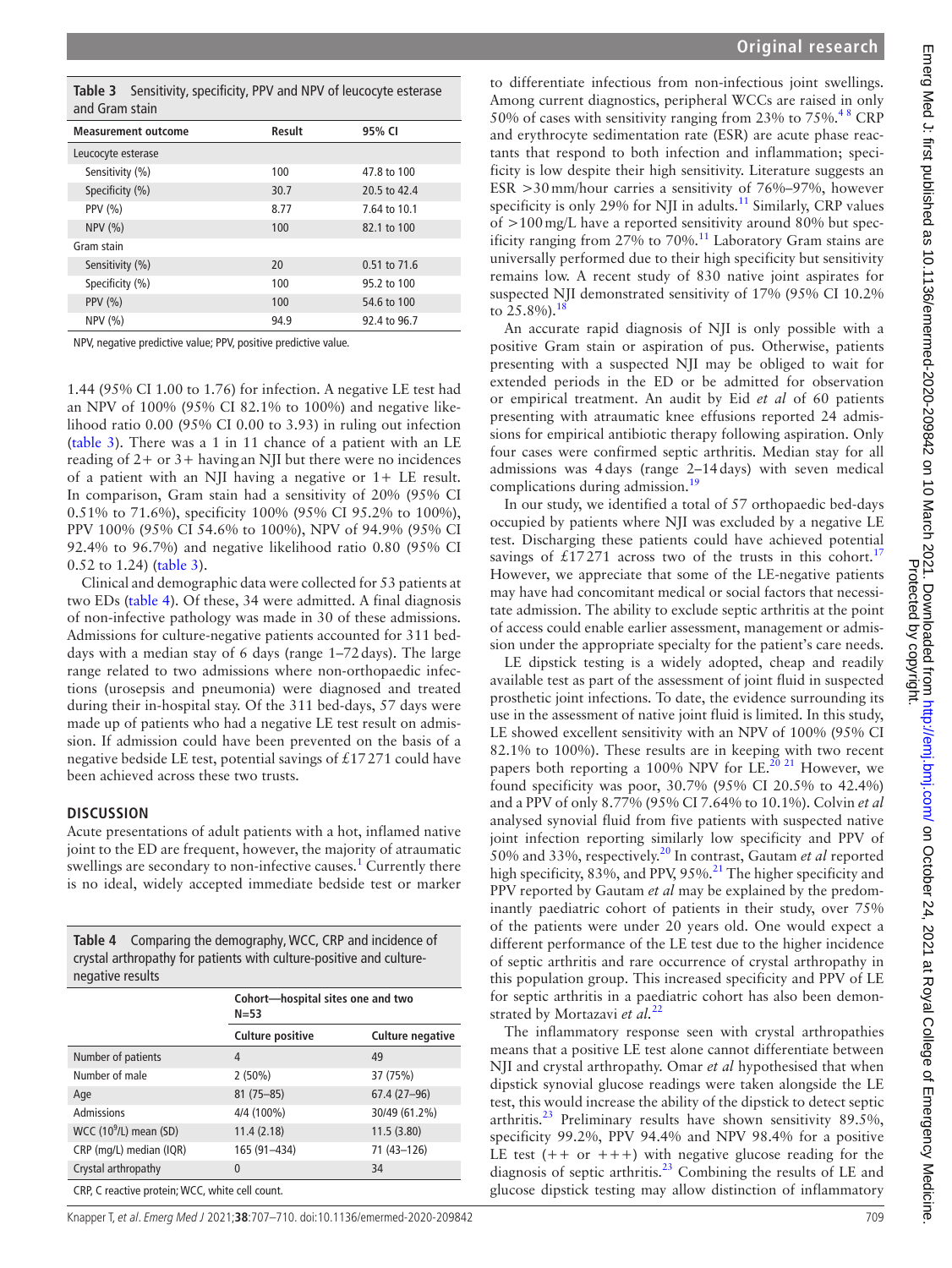**Table 3** Sensitivity, specificity, PPV and NPV of leucocyte esterase and Gram stain

| Measurement outcome | Result | 95% CI |
|---|---|---|
| Leucocyte esterase | | |
| Sensitivity (%) | 100 | 47.8 to 100 |
| Specificity (%) | 30.7 | 20.5 to 42.4 |
| PPV (%) | 8.77 | 7.64 to 10.1 |
| NPV (%) | 100 | 82.1 to 100 |
| Gram stain | | |
| Sensitivity (%) | 20 | 0.51 to 71.6 |
| Specificity (%) | 100 | 95.2 to 100 |
| PPV (%) | 100 | 54.6 to 100 |
| NPV (%) | 94.9 | 92.4 to 96.7 |

NPV, negative predictive value; PPV, positive predictive value.

1.44 (95% CI 1.00 to 1.76) for infection. A negative LE test had an NPV of 100% (95% CI 82.1% to 100%) and negative likelihood ratio 0.00 (95% CI 0.00 to 3.93) in ruling out infection (table 3). There was a 1 in 11 chance of a patient with an LE reading of 2+ or 3+ having an NJI but there were no incidences of a patient with an NJI having a negative or 1+ LE result. In comparison, Gram stain had a sensitivity of 20% (95% CI 0.51% to 71.6%), specificity 100% (95% CI 95.2% to 100%), PPV 100% (95% CI 54.6% to 100%), NPV of 94.9% (95% CI 92.4% to 96.7%) and negative likelihood ratio 0.80 (95% CI 0.52 to 1.24) (table 3).

Clinical and demographic data were collected for 53 patients at two EDs (table 4). Of these, 34 were admitted. A final diagnosis of non-infective pathology was made in 30 of these admissions. Admissions for culture-negative patients accounted for 311 bed-days with a median stay of 6 days (range 1–72 days). The large range related to two admissions where non-orthopaedic infections (urosepsis and pneumonia) were diagnosed and treated during their in-hospital stay. Of the 311 bed-days, 57 days were made up of patients who had a negative LE test result on admission. If admission could have been prevented on the basis of a negative bedside LE test, potential savings of £17 271 could have been achieved across these two trusts.

## DISCUSSION

Acute presentations of adult patients with a hot, inflamed native joint to the ED are frequent, however, the majority of atraumatic swellings are secondary to non-infective causes.[1] Currently there is no ideal, widely accepted immediate bedside test or marker to differentiate infectious from non-infectious joint swellings. Among current diagnostics, peripheral WCCs are raised in only 50% of cases with sensitivity ranging from 23% to 75%.[4 8] CRP and erythrocyte sedimentation rate (ESR) are acute phase reactants that respond to both infection and inflammation; specificity is low despite their high sensitivity. Literature suggests an ESR >30 mm/hour carries a sensitivity of 76%–97%, however specificity is only 29% for NJI in adults.[11] Similarly, CRP values of >100 mg/L have a reported sensitivity around 80% but specificity ranging from 27% to 70%.[11] Laboratory Gram stains are universally performed due to their high specificity but sensitivity remains low. A recent study of 830 native joint aspirates for suspected NJI demonstrated sensitivity of 17% (95% CI 10.2% to 25.8%).[18]

**Table 4** Comparing the demography, WCC, CRP and incidence of crystal arthropathy for patients with culture-positive and culture-negative results

| | Cohort—hospital sites one and two N=53 | |
|---|---|---|
| | Culture positive | Culture negative |
| Number of patients | 4 | 49 |
| Number of male | 2 (50%) | 37 (75%) |
| Age | 81 (75–85) | 67.4 (27–96) |
| Admissions | 4/4 (100%) | 30/49 (61.2%) |
| WCC ($10^9$/L) mean (SD) | 11.4 (2.18) | 11.5 (3.80) |
| CRP (mg/L) median (IQR) | 165 (91–434) | 71 (43–126) |
| Crystal arthropathy | 0 | 34 |

CRP, C reactive protein; WCC, white cell count.

An accurate rapid diagnosis of NJI is only possible with a positive Gram stain or aspiration of pus. Otherwise, patients presenting with a suspected NJI may be obliged to wait for extended periods in the ED or be admitted for observation or empirical treatment. An audit by Eid *et al* of 60 patients presenting with atraumatic knee effusions reported 24 admissions for empirical antibiotic therapy following aspiration. Only four cases were confirmed septic arthritis. Median stay for all admissions was 4 days (range 2–14 days) with seven medical complications during admission.[19]

In our study, we identified a total of 57 orthopaedic bed-days occupied by patients where NJI was excluded by a negative LE test. Discharging these patients could have achieved potential savings of £17 271 across two of the trusts in this cohort.[17] However, we appreciate that some of the LE-negative patients may have had concomitant medical or social factors that necessitate admission. The ability to exclude septic arthritis at the point of access could enable earlier assessment, management or admission under the appropriate specialty for the patient's care needs.

LE dipstick testing is a widely adopted, cheap and readily available test as part of the assessment of joint fluid in suspected prosthetic joint infections. To date, the evidence surrounding its use in the assessment of native joint fluid is limited. In this study, LE showed excellent sensitivity with an NPV of 100% (95% CI 82.1% to 100%). These results are in keeping with two recent papers both reporting a 100% NPV for LE.[20 21] However, we found specificity was poor, 30.7% (95% CI 20.5% to 42.4%) and a PPV of only 8.77% (95% CI 7.64% to 10.1%). Colvin *et al* analysed synovial fluid from five patients with suspected native joint infection reporting similarly low specificity and PPV of 50% and 33%, respectively.[20] In contrast, Gautam *et al* reported high specificity, 83%, and PPV, 95%.[21] The higher specificity and PPV reported by Gautam *et al* may be explained by the predominantly paediatric cohort of patients in their study, over 75% of the patients were under 20 years old. One would expect a different performance of the LE test due to the higher incidence of septic arthritis and rare occurrence of crystal arthropathy in this population group. This increased specificity and PPV of LE for septic arthritis in a paediatric cohort has also been demonstrated by Mortazavi *et al*.[22]

The inflammatory response seen with crystal arthropathies means that a positive LE test alone cannot differentiate between NJI and crystal arthropathy. Omar *et al* hypothesised that when dipstick synovial glucose readings were taken alongside the LE test, this would increase the ability of the dipstick to detect septic arthritis.[23] Preliminary results have shown sensitivity 89.5%, specificity 99.2%, PPV 94.4% and NPV 98.4% for a positive LE test (++ or +++) with negative glucose reading for the diagnosis of septic arthritis.[23] Combining the results of LE and glucose dipstick testing may allow distinction of inflammatory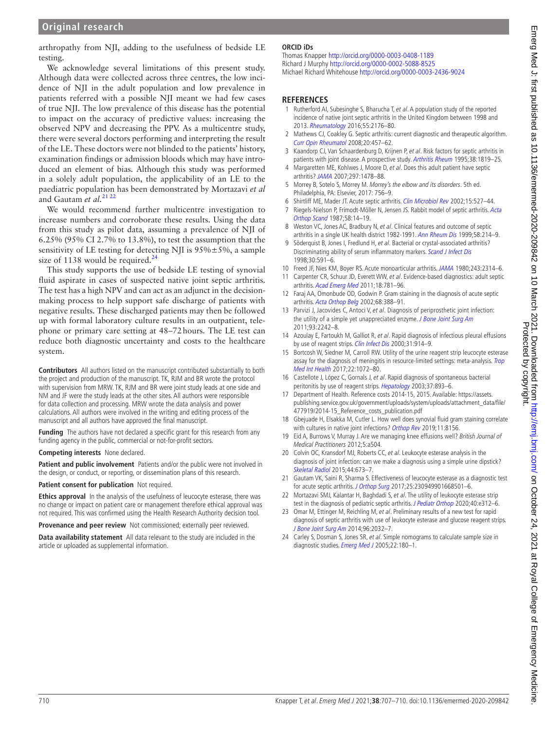arthropathy from NJI, adding to the usefulness of bedside LE testing.

We acknowledge several limitations of this present study. Although data were collected across three centres, the low incidence of NJI in the adult population and low prevalence in patients referred with a possible NJI meant we had few cases of true NJI. The low prevalence of this disease has the potential to impact on the accuracy of predictive values: increasing the observed NPV and decreasing the PPV. As a multicentre study, there were several doctors performing and interpreting the result of the LE. These doctors were not blinded to the patients' history, examination findings or admission bloods which may have introduced an element of bias. Although this study was performed in a solely adult population, the applicability of an LE to the paediatric population has been demonstrated by Mortazavi *et al* and Gautam *et al*.[21 22]

We would recommend further multicentre investigation to increase numbers and corroborate these results. Using the data from this study as pilot data, assuming a prevalence of NJI of 6.25% (95% CI 2.7% to 13.8%), to test the assumption that the sensitivity of LE testing for detecting NJI is 95%±5%, a sample size of 1138 would be required.[24]

This study supports the use of bedside LE testing of synovial fluid aspirate in cases of suspected native joint septic arthritis. The test has a high NPV and can act as an adjunct in the decision-making process to help support safe discharge of patients with negative results. These discharged patients may then be followed up with formal laboratory culture results in an outpatient, telephone or primary care setting at 48–72 hours. The LE test can reduce both diagnostic uncertainty and costs to the healthcare system.

**Contributors** All authors listed on the manuscript contributed substantially to both the project and production of the manuscript. TK, RJM and BR wrote the protocol with supervision from MRW. TK, RJM and BR were joint study leads at one side and NM and JF were the study leads at the other sites. All authors were responsible for data collection and processing. MRW wrote the data analysis and power calculations. All authors were involved in the writing and editing process of the manuscript and all authors have approved the final manuscript.

**Funding** The authors have not declared a specific grant for this research from any funding agency in the public, commercial or not-for-profit sectors.

**Competing interests** None declared.

**Patient and public involvement** Patients and/or the public were not involved in the design, or conduct, or reporting, or dissemination plans of this research.

**Patient consent for publication** Not required.

**Ethics approval** In the analysis of the usefulness of leucocyte esterase, there was no change or impact on patient care or management therefore ethical approval was not required. This was confirmed using the Health Research Authority decision tool.

**Provenance and peer review** Not commissioned; externally peer reviewed.

**Data availability statement** All data relevant to the study are included in the article or uploaded as supplemental information.

**ORCID iDs**

Thomas Knapper http://orcid.org/0000-0003-0408-1189
Richard J Murphy http://orcid.org/0000-0002-5088-8525
Michael Richard Whitehouse http://orcid.org/0000-0003-2436-9024

## REFERENCES

1. Rutherford AI, Subesinghe S, Bharucha T, *et al*. A population study of the reported incidence of native joint septic arthritis in the United Kingdom between 1998 and 2013. *Rheumatology* 2016;55:2176–80.
2. Mathews CJ, Coakley G. Septic arthritis: current diagnostic and therapeutic algorithm. *Curr Opin Rheumatol* 2008;20:457–62.
3. Kaandorp CJ, Van Schaardenburg D, Krijnen P, *et al*. Risk factors for septic arthritis in patients with joint disease. A prospective study. *Arthritis Rheum* 1995;38:1819–25.
4. Margaretten ME, Kohlwes J, Moore D, *et al*. Does this adult patient have septic arthritis? *JAMA* 2007;297:1478–88.
5. Morrey B, Sotelo S, Morrey M. *Morrey's the elbow and its disorders*. 5th ed. Philadelphia, PA: Elsevier, 2017: 756–9.
6. Shirtliff ME, Mader JT. Acute septic arthritis. *Clin Microbiol Rev* 2002;15:527–44.
7. Riegels-Nielson P, Frimodt-Möller N, Jensen JS. Rabbit model of septic arthritis. *Acta Orthop Scand* 1987;58:14–19.
8. Weston VC, Jones AC, Bradbury N, *et al*. Clinical features and outcome of septic arthritis in a single UK health district 1982-1991. *Ann Rheum Dis* 1999;58:214–9.
9. Söderquist B, Jones I, Fredlund H, *et al*. Bacterial or crystal-associated arthritis? Discriminating ability of serum inflammatory markers. *Scand J Infect Dis* 1998;30:591–6.
10. Freed JF, Nies KM, Boyer RS. Acute monoarticular arthritis. *JAMA* 1980;243:2314–6.
11. Carpenter CR, Schuur JD, Everett WW, *et al*. Evidence-based diagnostics: adult septic arthritis. *Acad Emerg Med* 2011;18:781–96.
12. Faraj AA, Omonbude OD, Godwin P. Gram staining in the diagnosis of acute septic arthritis. *Acta Orthop Belg* 2002;68:388–91.
13. Parvizi J, Jacovides C, Antoci V, *et al*. Diagnosis of periprosthetic joint infection: the utility of a simple yet unappreciated enzyme. *J Bone Joint Surg Am* 2011;93:2242–8.
14. Azoulay E, Fartoukh M, Galliot R, *et al*. Rapid diagnosis of infectious pleural effusions by use of reagent strips. *Clin Infect Dis* 2000;31:914–9.
15. Bortcosh W, Siedner M, Carroll RW. Utility of the urine reagent strip leucocyte esterase assay for the diagnosis of meningitis in resource-limited settings: meta-analysis. *Trop Med Int Health* 2017;22:1072–80.
16. Castellote J, López C, Gornals J, *et al*. Rapid diagnosis of spontaneous bacterial peritonitis by use of reagent strips. *Hepatology* 2003;37:893–6.
17. Department of Health. Reference costs 2014-15, 2015. Available: https://assets.publishing.service.gov.uk/government/uploads/system/uploads/attachment_data/file/477919/2014-15_Reference_costs_publication.pdf
18. Gbejuade H, Elsakka M, Cutler L. How well does synovial fluid gram staining correlate with cultures in native joint infections? *Orthop Rev* 2019;11:8156.
19. Eid A, Burrows V, Murray J. Are we managing knee effusions well? *British Journal of Medical Practitioners* 2012;5:a504.
20. Colvin OC, Kransdorf MJ, Roberts CC, *et al*. Leukocyte esterase analysis in the diagnosis of joint infection: can we make a diagnosis using a simple urine dipstick? *Skeletal Radiol* 2015;44:673–7.
21. Gautam VK, Saini R, Sharma S. Effectiveness of leucocyte esterase as a diagnostic test for acute septic arthritis. *J Orthop Surg* 2017;25:230949901668501–6.
22. Mortazavi SMJ, Kalantar H, Baghdadi S, *et al*. The utility of leukocyte esterase strip test in the diagnosis of pediatric septic arthritis. *J Pediatr Orthop* 2020;40:e312–6.
23. Omar M, Ettinger M, Reichling M, *et al*. Preliminary results of a new test for rapid diagnosis of septic arthritis with use of leukocyte esterase and glucose reagent strips. *J Bone Joint Surg Am* 2014;96:2032–7.
24. Carley S, Dosman S, Jones SR, *et al*. Simple nomograms to calculate sample size in diagnostic studies. *Emerg Med J* 2005;22:180–1.